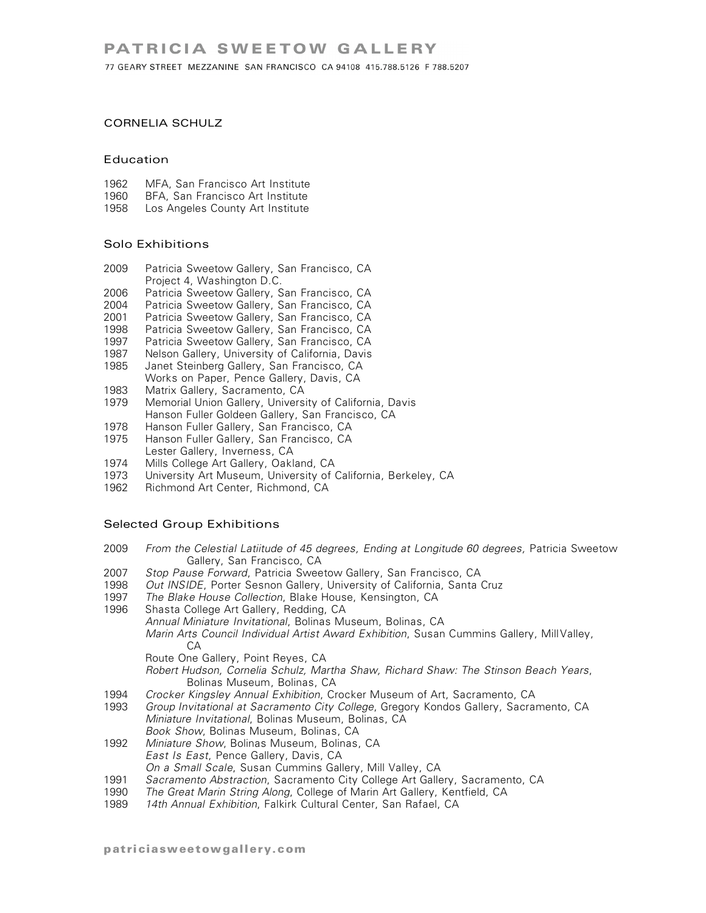# PATRICIA SWEETOW GALLERY

77 GEARY STREET MEZZANINE SAN FRANCISCO CA 94108 415.788.5126 F 788.5207

## CORNELIA SCHULZ

### Education

1962 MFA, San Francisco Art Institute
1960 BFA, San Francisco Art Institute
1958 Los Angeles County Art Institute

### Solo Exhibitions

2009 Patricia Sweetow Gallery, San Francisco, CA
Project 4, Washington D.C.
2006 Patricia Sweetow Gallery, San Francisco, CA
2004 Patricia Sweetow Gallery, San Francisco, CA
2001 Patricia Sweetow Gallery, San Francisco, CA
1998 Patricia Sweetow Gallery, San Francisco, CA
1997 Patricia Sweetow Gallery, San Francisco, CA
1987 Nelson Gallery, University of California, Davis
1985 Janet Steinberg Gallery, San Francisco, CA
Works on Paper, Pence Gallery, Davis, CA
1983 Matrix Gallery, Sacramento, CA
1979 Memorial Union Gallery, University of California, Davis
Hanson Fuller Goldeen Gallery, San Francisco, CA
1978 Hanson Fuller Gallery, San Francisco, CA
1975 Hanson Fuller Gallery, San Francisco, CA
Lester Gallery, Inverness, CA
1974 Mills College Art Gallery, Oakland, CA
1973 University Art Museum, University of California, Berkeley, CA
1962 Richmond Art Center, Richmond, CA

### Selected Group Exhibitions

2009 *From the Celestial Latiitude of 45 degrees, Ending at Longitude 60 degrees,* Patricia Sweetow Gallery, San Francisco, CA
2007 *Stop Pause Forward*, Patricia Sweetow Gallery, San Francisco, CA
1998 *Out INSIDE*, Porter Sesnon Gallery, University of California, Santa Cruz
1997 *The Blake House Collection*, Blake House, Kensington, CA
1996 Shasta College Art Gallery, Redding, CA
*Annual Miniature Invitational*, Bolinas Museum, Bolinas, CA
*Marin Arts Council Individual Artist Award Exhibition*, Susan Cummins Gallery, Mill Valley, CA
Route One Gallery, Point Reyes, CA
*Robert Hudson, Cornelia Schulz, Martha Shaw, Richard Shaw: The Stinson Beach Years*, Bolinas Museum, Bolinas, CA
1994 *Crocker Kingsley Annual Exhibition*, Crocker Museum of Art, Sacramento, CA
1993 *Group Invitational at Sacramento City College*, Gregory Kondos Gallery, Sacramento, CA
*Miniature Invitational*, Bolinas Museum, Bolinas, CA
*Book Show*, Bolinas Museum, Bolinas, CA
1992 *Miniature Show*, Bolinas Museum, Bolinas, CA
*East Is East*, Pence Gallery, Davis, CA
*On a Small Scale*, Susan Cummins Gallery, Mill Valley, CA
1991 *Sacramento Abstraction*, Sacramento City College Art Gallery, Sacramento, CA
1990 *The Great Marin String Along*, College of Marin Art Gallery, Kentfield, CA
1989 *14th Annual Exhibition*, Falkirk Cultural Center, San Rafael, CA

patriciasweetowgallery.com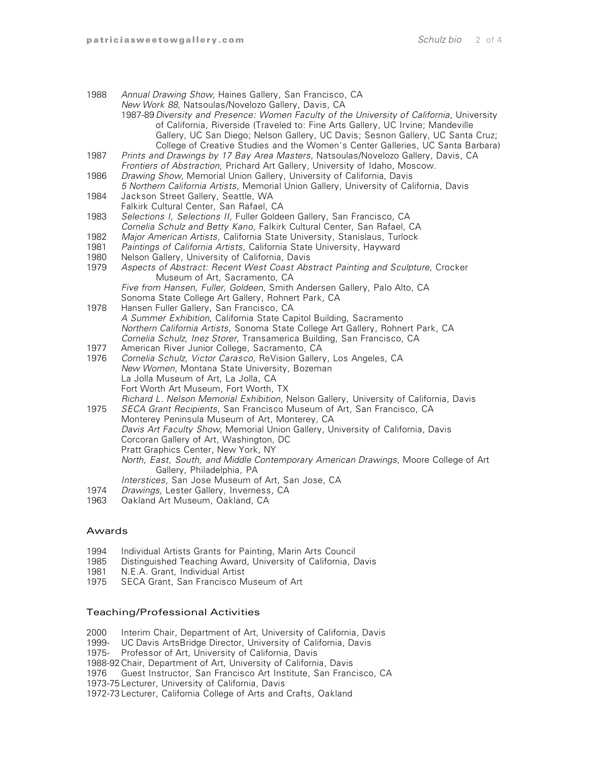1988 *Annual Drawing Show*, Haines Gallery, San Francisco, CA
*New Work 88*, Natsoulas/Novelozo Gallery, Davis, CA
1987-89 *Diversity and Presence: Women Faculty of the University of California*, University of California, Riverside (Traveled to: Fine Arts Gallery, UC Irvine; Mandeville Gallery, UC San Diego; Nelson Gallery, UC Davis; Sesnon Gallery, UC Santa Cruz; College of Creative Studies and the Women's Center Galleries, UC Santa Barbara)

1987 *Prints and Drawings by 17 Bay Area Masters*, Natsoulas/Novelozo Gallery, Davis, CA
*Frontiers of Abstraction*, Prichard Art Gallery, University of Idaho, Moscow.

1986 *Drawing Show*, Memorial Union Gallery, University of California, Davis
*5 Northern California Artists*, Memorial Union Gallery, University of California, Davis

1984 Jackson Street Gallery, Seattle, WA
Falkirk Cultural Center, San Rafael, CA

1983 *Selections I, Selections II*, Fuller Goldeen Gallery, San Francisco, CA
*Cornelia Schulz and Betty Kano*, Falkirk Cultural Center, San Rafael, CA

1982 *Major American Artists*, California State University, Stanislaus, Turlock

1981 *Paintings of California Artists*, California State University, Hayward

1980 Nelson Gallery, University of California, Davis

1979 *Aspects of Abstract: Recent West Coast Abstract Painting and Sculpture*, Crocker Museum of Art, Sacramento, CA
*Five from Hansen, Fuller, Goldeen*, Smith Andersen Gallery, Palo Alto, CA
Sonoma State College Art Gallery, Rohnert Park, CA

1978 Hansen Fuller Gallery, San Francisco, CA
*A Summer Exhibition*, California State Capitol Building, Sacramento
*Northern California Artists*, Sonoma State College Art Gallery, Rohnert Park, CA
*Cornelia Schulz, Inez Storer*, Transamerica Building, San Francisco, CA

1977 American River Junior College, Sacramento, CA

1976 *Cornelia Schulz, Victor Carasco*, ReVision Gallery, Los Angeles, CA
*New Women*, Montana State University, Bozeman
La Jolla Museum of Art, La Jolla, CA
Fort Worth Art Museum, Fort Worth, TX
*Richard L. Nelson Memorial Exhibition*, Nelson Gallery, University of California, Davis

1975 *SECA Grant Recipients*, San Francisco Museum of Art, San Francisco, CA
Monterey Peninsula Museum of Art, Monterey, CA
*Davis Art Faculty Show*, Memorial Union Gallery, University of California, Davis
Corcoran Gallery of Art, Washington, DC
Pratt Graphics Center, New York, NY
*North, East, South, and Middle Contemporary American Drawings*, Moore College of Art Gallery, Philadelphia, PA
*Interstices*, San Jose Museum of Art, San Jose, CA

1974 *Drawings*, Lester Gallery, Inverness, CA

1963 Oakland Art Museum, Oakland, CA

## Awards

1994 Individual Artists Grants for Painting, Marin Arts Council
1985 Distinguished Teaching Award, University of California, Davis
1981 N.E.A. Grant, Individual Artist
1975 SECA Grant, San Francisco Museum of Art

## Teaching/Professional Activities

2000 Interim Chair, Department of Art, University of California, Davis
1999- UC Davis ArtsBridge Director, University of California, Davis
1975- Professor of Art, University of California, Davis
1988-92 Chair, Department of Art, University of California, Davis
1976 Guest Instructor, San Francisco Art Institute, San Francisco, CA
1973-75 Lecturer, University of California, Davis
1972-73 Lecturer, California College of Arts and Crafts, Oakland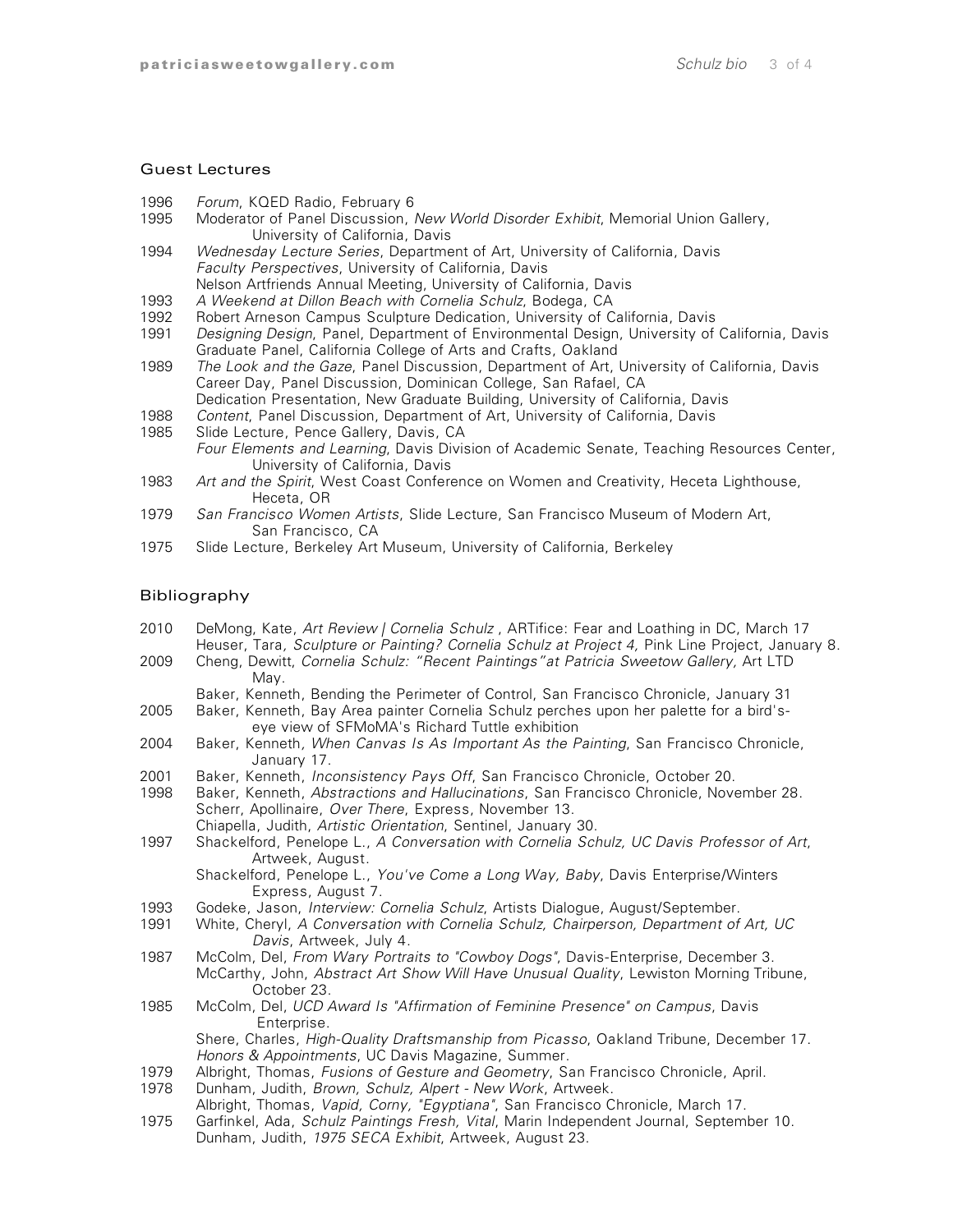## Guest Lectures

1996 *Forum*, KQED Radio, February 6

1995 Moderator of Panel Discussion, *New World Disorder Exhibit*, Memorial Union Gallery, University of California, Davis

1994 *Wednesday Lecture Series*, Department of Art, University of California, Davis
*Faculty Perspectives*, University of California, Davis
Nelson Artfriends Annual Meeting, University of California, Davis

1993 *A Weekend at Dillon Beach with Cornelia Schulz*, Bodega, CA

1992 Robert Arneson Campus Sculpture Dedication, University of California, Davis

1991 *Designing Design*, Panel, Department of Environmental Design, University of California, Davis
Graduate Panel, California College of Arts and Crafts, Oakland

1989 *The Look and the Gaze*, Panel Discussion, Department of Art, University of California, Davis
Career Day, Panel Discussion, Dominican College, San Rafael, CA
Dedication Presentation, New Graduate Building, University of California, Davis

1988 *Content*, Panel Discussion, Department of Art, University of California, Davis

1985 Slide Lecture, Pence Gallery, Davis, CA
*Four Elements and Learning*, Davis Division of Academic Senate, Teaching Resources Center, University of California, Davis

1983 *Art and the Spirit*, West Coast Conference on Women and Creativity, Heceta Lighthouse, Heceta, OR

1979 *San Francisco Women Artists*, Slide Lecture, San Francisco Museum of Modern Art, San Francisco, CA

1975 Slide Lecture, Berkeley Art Museum, University of California, Berkeley

## Bibliography

2010 DeMong, Kate, *Art Review | Cornelia Schulz* , ARTifice: Fear and Loathing in DC, March 17
Heuser, Tara, *Sculpture or Painting? Cornelia Schulz at Project 4,* Pink Line Project, January 8.

2009 Cheng, Dewitt, *Cornelia Schulz: "Recent Paintings"at Patricia Sweetow Gallery,* Art LTD May.
Baker, Kenneth, Bending the Perimeter of Control, San Francisco Chronicle, January 31

2005 Baker, Kenneth, Bay Area painter Cornelia Schulz perches upon her palette for a bird's-eye view of SFMoMA's Richard Tuttle exhibition

2004 Baker, Kenneth, *When Canvas Is As Important As the Painting*, San Francisco Chronicle, January 17.

2001 Baker, Kenneth, *Inconsistency Pays Off*, San Francisco Chronicle, October 20.

1998 Baker, Kenneth, *Abstractions and Hallucinations*, San Francisco Chronicle, November 28.
Scherr, Apollinaire, *Over There*, Express, November 13.
Chiapella, Judith, *Artistic Orientation*, Sentinel, January 30.

1997 Shackelford, Penelope L., *A Conversation with Cornelia Schulz, UC Davis Professor of Art*, Artweek, August.
Shackelford, Penelope L., *You've Come a Long Way, Baby*, Davis Enterprise/Winters Express, August 7.

1993 Godeke, Jason, *Interview: Cornelia Schulz*, Artists Dialogue, August/September.

1991 White, Cheryl, *A Conversation with Cornelia Schulz, Chairperson, Department of Art, UC Davis*, Artweek, July 4.

1987 McColm, Del, *From Wary Portraits to "Cowboy Dogs"*, Davis-Enterprise, December 3.
McCarthy, John, *Abstract Art Show Will Have Unusual Quality*, Lewiston Morning Tribune, October 23.

1985 McColm, Del, *UCD Award Is "Affirmation of Feminine Presence" on Campus*, Davis Enterprise.
Shere, Charles, *High-Quality Draftsmanship from Picasso*, Oakland Tribune, December 17.
*Honors & Appointments*, UC Davis Magazine, Summer.

1979 Albright, Thomas, *Fusions of Gesture and Geometry*, San Francisco Chronicle, April.

1978 Dunham, Judith, *Brown, Schulz, Alpert - New Work*, Artweek.
Albright, Thomas, *Vapid, Corny, "Egyptiana"*, San Francisco Chronicle, March 17.

1975 Garfinkel, Ada, *Schulz Paintings Fresh, Vital*, Marin Independent Journal, September 10.
Dunham, Judith, *1975 SECA Exhibit*, Artweek, August 23.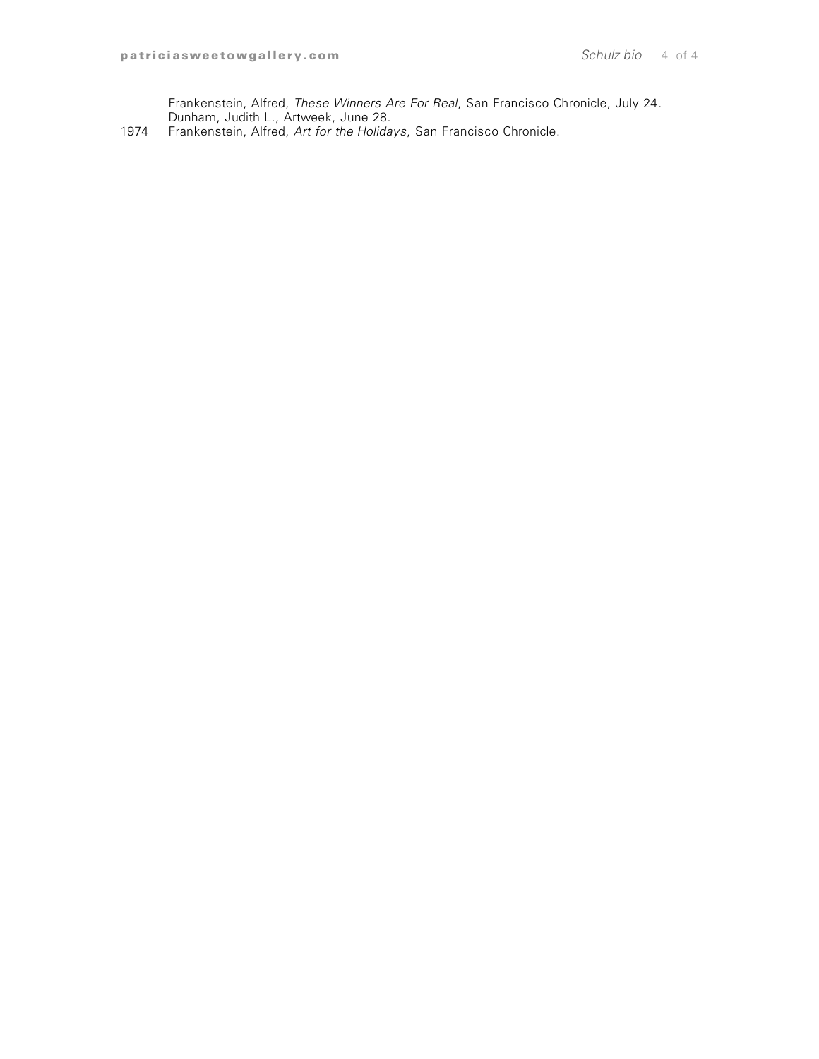Frankenstein, Alfred, *These Winners Are For Real*, San Francisco Chronicle, July 24.
Dunham, Judith L., Artweek, June 28.

1974 Frankenstein, Alfred, *Art for the Holidays*, San Francisco Chronicle.